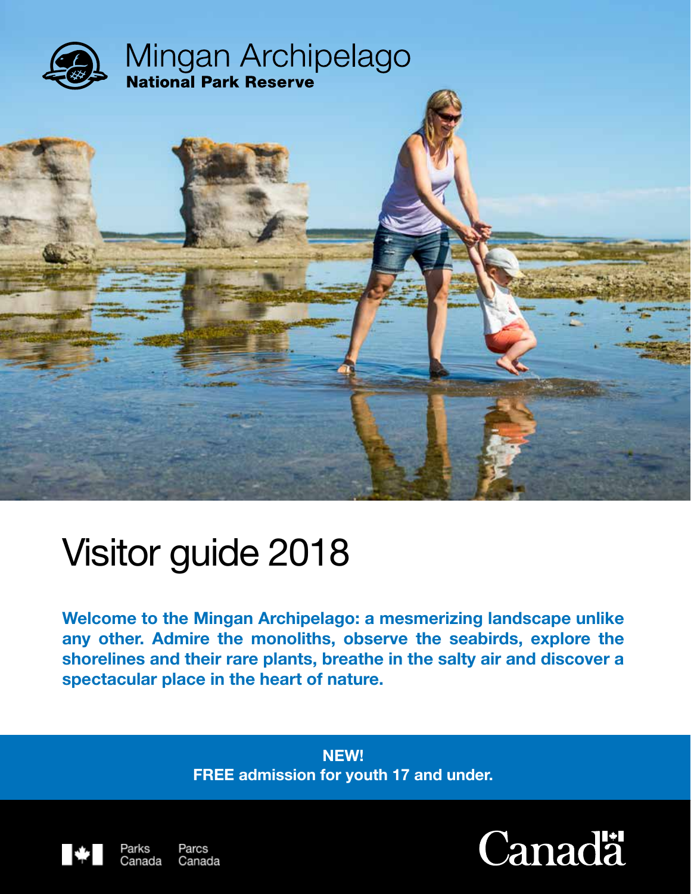# Mingan Archipelago
**National Park Reserve**

# Visitor guide 2018

**Welcome to the Mingan Archipelago: a mesmerizing landscape unlike any other. Admire the monoliths, observe the seabirds, explore the shorelines and their rare plants, breathe in the salty air and discover a spectacular place in the heart of nature.**

**NEW!**
**FREE admission for youth 17 and under.**

Parks Canada Parcs Canada

Canada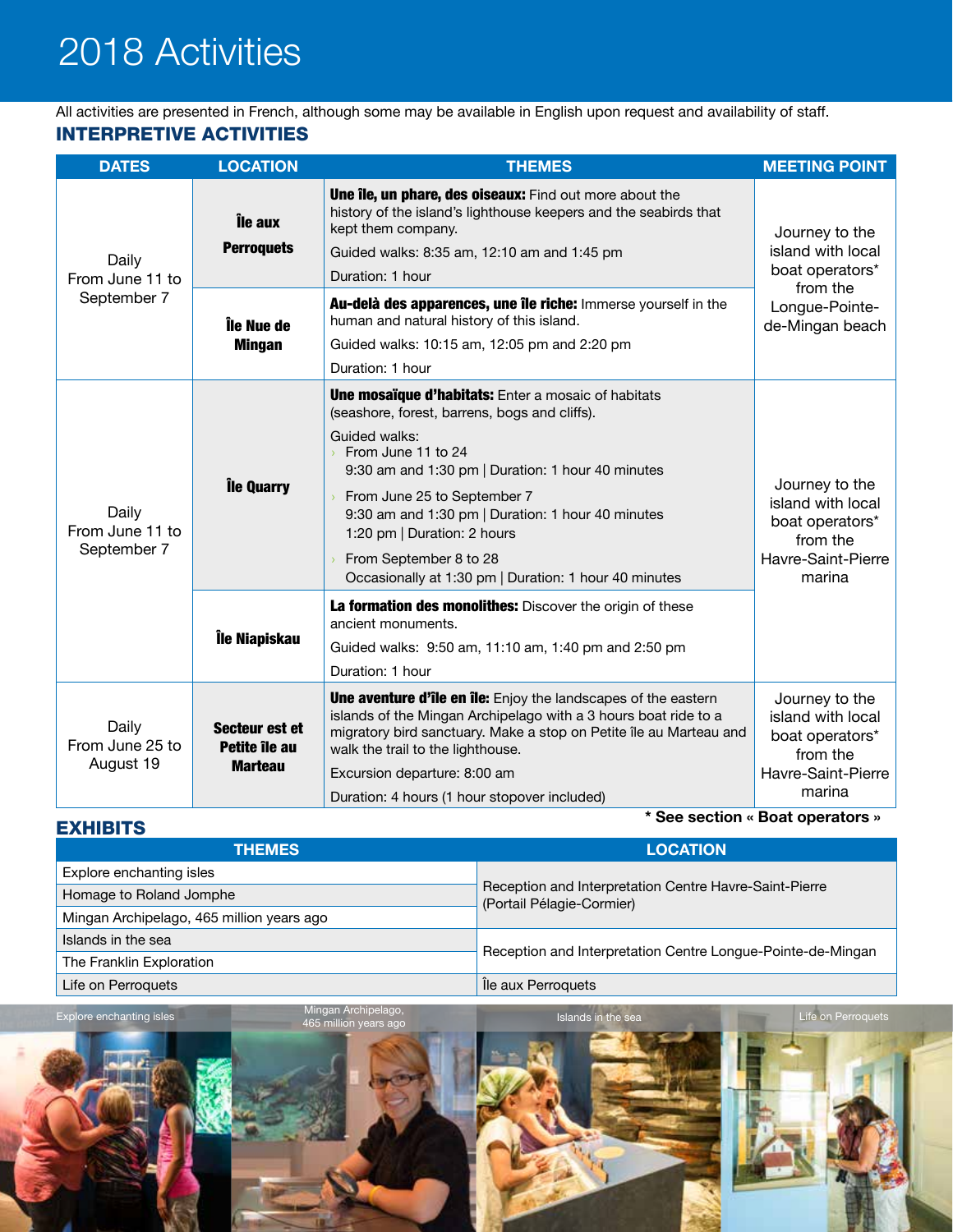# 2018 Activities

All activities are presented in French, although some may be available in English upon request and availability of staff.

## INTERPRETIVE ACTIVITIES

| DATES | LOCATION | THEMES | MEETING POINT |
|---|---|---|---|
| Daily From June 11 to September 7 | **Île aux Perroquets** | **Une île, un phare, des oiseaux:** Find out more about the history of the island's lighthouse keepers and the seabirds that kept them company. Guided walks: 8:35 am, 12:10 am and 1:45 pm Duration: 1 hour | Journey to the island with local boat operators* from the Longue-Pointe-de-Mingan beach |
| | **Île Nue de Mingan** | **Au-delà des apparences, une île riche:** Immerse yourself in the human and natural history of this island. Guided walks: 10:15 am, 12:05 pm and 2:20 pm Duration: 1 hour | |
| Daily From June 11 to September 7 | **Île Quarry** | **Une mosaïque d'habitats:** Enter a mosaic of habitats (seashore, forest, barrens, bogs and cliffs). Guided walks: › From June 11 to 24 9:30 am and 1:30 pm \| Duration: 1 hour 40 minutes › From June 25 to September 7 9:30 am and 1:30 pm \| Duration: 1 hour 40 minutes 1:20 pm \| Duration: 2 hours › From September 8 to 28 Occasionally at 1:30 pm \| Duration: 1 hour 40 minutes | Journey to the island with local boat operators* from the Havre-Saint-Pierre marina |
| | **Île Niapiskau** | **La formation des monolithes:** Discover the origin of these ancient monuments. Guided walks: 9:50 am, 11:10 am, 1:40 pm and 2:50 pm Duration: 1 hour | |
| Daily From June 25 to August 19 | **Secteur est et Petite île au Marteau** | **Une aventure d'île en île:** Enjoy the landscapes of the eastern islands of the Mingan Archipelago with a 3 hours boat ride to a migratory bird sanctuary. Make a stop on Petite île au Marteau and walk the trail to the lighthouse. Excursion departure: 8:00 am Duration: 4 hours (1 hour stopover included) | Journey to the island with local boat operators* from the Havre-Saint-Pierre marina |

**\* See section « Boat operators »**

## EXHIBITS

| THEMES | LOCATION |
|---|---|
| Explore enchanting isles | Reception and Interpretation Centre Havre-Saint-Pierre (Portail Pélagie-Cormier) |
| Homage to Roland Jomphe | |
| Mingan Archipelago, 465 million years ago | |
| Islands in the sea | Reception and Interpretation Centre Longue-Pointe-de-Mingan |
| The Franklin Exploration | |
| Life on Perroquets | Île aux Perroquets |

Explore enchanting isles

Mingan Archipelago, 465 million years ago

Islands in the sea

Life on Perroquets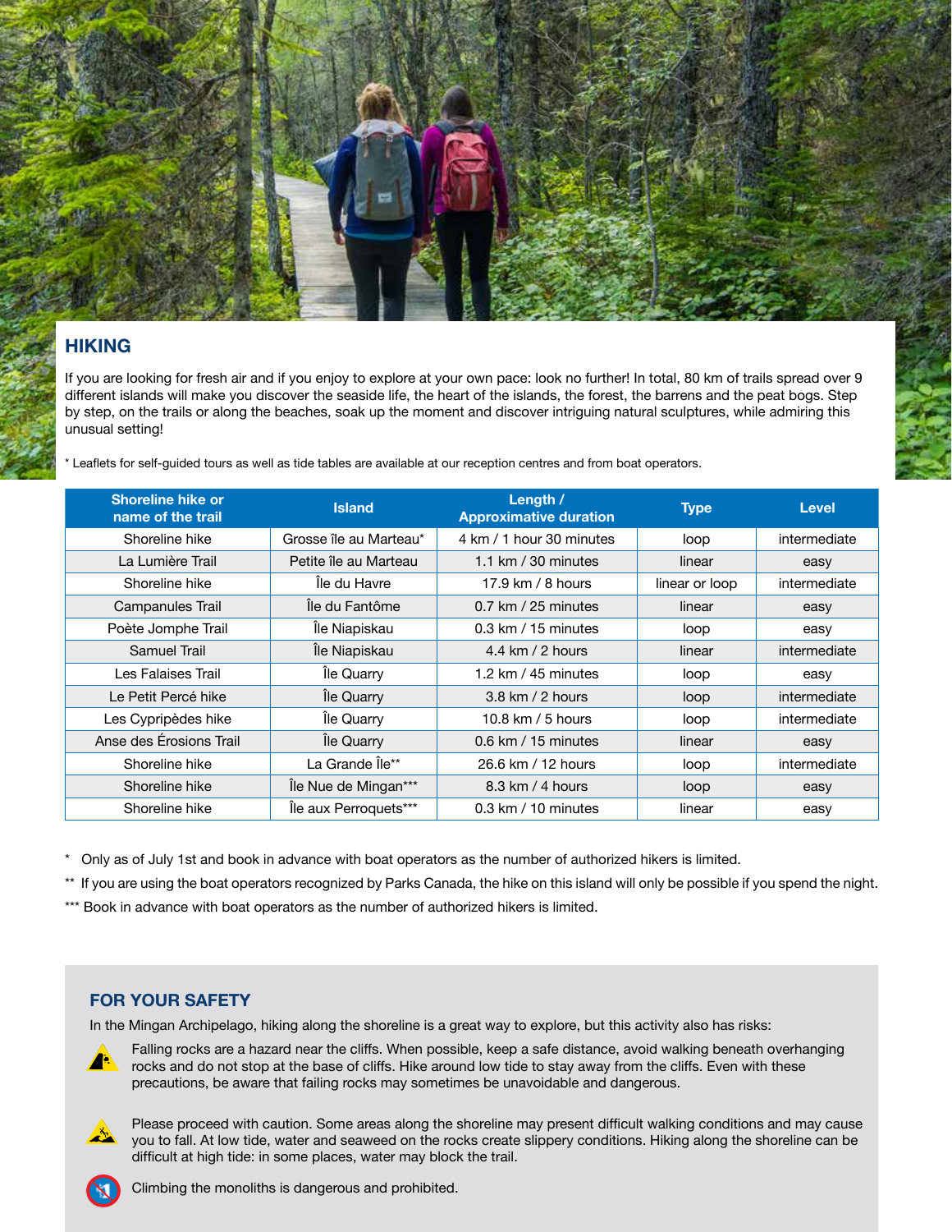## HIKING

If you are looking for fresh air and if you enjoy to explore at your own pace: look no further! In total, 80 km of trails spread over 9 different islands will make you discover the seaside life, the heart of the islands, the forest, the barrens and the peat bogs. Step by step, on the trails or along the beaches, soak up the moment and discover intriguing natural sculptures, while admiring this unusual setting!

* Leaflets for self-guided tours as well as tide tables are available at our reception centres and from boat operators.

| Shoreline hike or name of the trail | Island | Length / Approximative duration | Type | Level |
|---|---|---|---|---|
| Shoreline hike | Grosse île au Marteau* | 4 km / 1 hour 30 minutes | loop | intermediate |
| La Lumière Trail | Petite île au Marteau | 1.1 km / 30 minutes | linear | easy |
| Shoreline hike | Île du Havre | 17.9 km / 8 hours | linear or loop | intermediate |
| Campanules Trail | Île du Fantôme | 0.7 km / 25 minutes | linear | easy |
| Poète Jomphe Trail | Île Niapiskau | 0.3 km / 15 minutes | loop | easy |
| Samuel Trail | Île Niapiskau | 4.4 km / 2 hours | linear | intermediate |
| Les Falaises Trail | Île Quarry | 1.2 km / 45 minutes | loop | easy |
| Le Petit Percé hike | Île Quarry | 3.8 km / 2 hours | loop | intermediate |
| Les Cypripèdes hike | Île Quarry | 10.8 km / 5 hours | loop | intermediate |
| Anse des Érosions Trail | Île Quarry | 0.6 km / 15 minutes | linear | easy |
| Shoreline hike | La Grande Île** | 26.6 km / 12 hours | loop | intermediate |
| Shoreline hike | Île Nue de Mingan*** | 8.3 km / 4 hours | loop | easy |
| Shoreline hike | Île aux Perroquets*** | 0.3 km / 10 minutes | linear | easy |

\* Only as of July 1st and book in advance with boat operators as the number of authorized hikers is limited.

** If you are using the boat operators recognized by Parks Canada, the hike on this island will only be possible if you spend the night.

*** Book in advance with boat operators as the number of authorized hikers is limited.

### FOR YOUR SAFETY

In the Mingan Archipelago, hiking along the shoreline is a great way to explore, but this activity also has risks:

- Falling rocks are a hazard near the cliffs. When possible, keep a safe distance, avoid walking beneath overhanging rocks and do not stop at the base of cliffs. Hike around low tide to stay away from the cliffs. Even with these precautions, be aware that failing rocks may sometimes be unavoidable and dangerous.
- Please proceed with caution. Some areas along the shoreline may present difficult walking conditions and may cause you to fall. At low tide, water and seaweed on the rocks create slippery conditions. Hiking along the shoreline can be difficult at high tide: in some places, water may block the trail.
- Climbing the monoliths is dangerous and prohibited.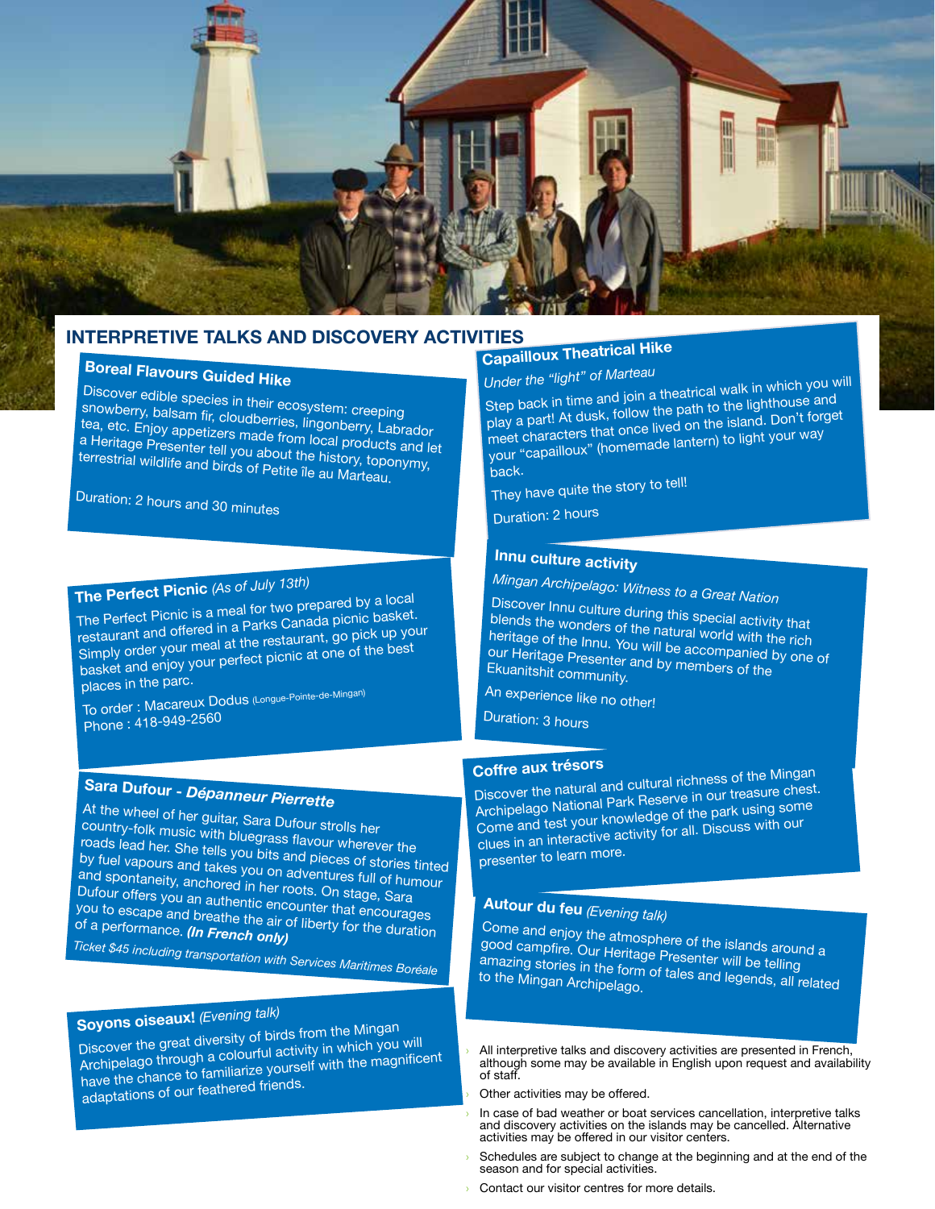# INTERPRETIVE TALKS AND DISCOVERY ACTIVITIES

## Boreal Flavours Guided Hike

Discover edible species in their ecosystem: creeping snowberry, balsam fir, cloudberries, lingonberry, Labrador tea, etc. Enjoy appetizers made from local products and let a Heritage Presenter tell you about the history, toponymy, terrestrial wildlife and birds of Petite île au Marteau.

Duration: 2 hours and 30 minutes

## The Perfect Picnic *(As of July 13th)*

The Perfect Picnic is a meal for two prepared by a local restaurant and offered in a Parks Canada picnic basket. Simply order your meal at the restaurant, go pick up your basket and enjoy your perfect picnic at one of the best places in the parc.

To order : Macareux Dodus (Longue-Pointe-de-Mingan)
Phone : 418-949-2560

## Sara Dufour - *Dépanneur Pierrette*

At the wheel of her guitar, Sara Dufour strolls her country-folk music with bluegrass flavour wherever the roads lead her. She tells you bits and pieces of stories tinted by fuel vapours and takes you on adventures full of humour and spontaneity, anchored in her roots. On stage, Sara Dufour offers you an authentic encounter that encourages you to escape and breathe the air of liberty for the duration of a performance. ***(In French only)***

*Ticket $45 including transportation with Services Maritimes Boréale*

## Soyons oiseaux! *(Evening talk)*

Discover the great diversity of birds from the Mingan Archipelago through a colourful activity in which you will have the chance to familiarize yourself with the magnificent adaptations of our feathered friends.

## Capailloux Theatrical Hike

*Under the "light" of Marteau*

Step back in time and join a theatrical walk in which you will play a part! At dusk, follow the path to the lighthouse and meet characters that once lived on the island. Don't forget your "capailloux" (homemade lantern) to light your way back.

They have quite the story to tell!

Duration: 2 hours

## Innu culture activity

*Mingan Archipelago: Witness to a Great Nation*

Discover Innu culture during this special activity that blends the wonders of the natural world with the rich heritage of the Innu. You will be accompanied by one of our Heritage Presenter and by members of the Ekuanitshit community.

An experience like no other!

Duration: 3 hours

## Coffre aux trésors

Discover the natural and cultural richness of the Mingan Archipelago National Park Reserve in our treasure chest. Come and test your knowledge of the park using some clues in an interactive activity for all. Discuss with our presenter to learn more.

## Autour du feu *(Evening talk)*

Come and enjoy the atmosphere of the islands around a good campfire. Our Heritage Presenter will be telling amazing stories in the form of tales and legends, all related to the Mingan Archipelago.

- All interpretive talks and discovery activities are presented in French, although some may be available in English upon request and availability of staff.
- Other activities may be offered.
- In case of bad weather or boat services cancellation, interpretive talks and discovery activities on the islands may be cancelled. Alternative activities may be offered in our visitor centers.
- Schedules are subject to change at the beginning and at the end of the season and for special activities.
- Contact our visitor centres for more details.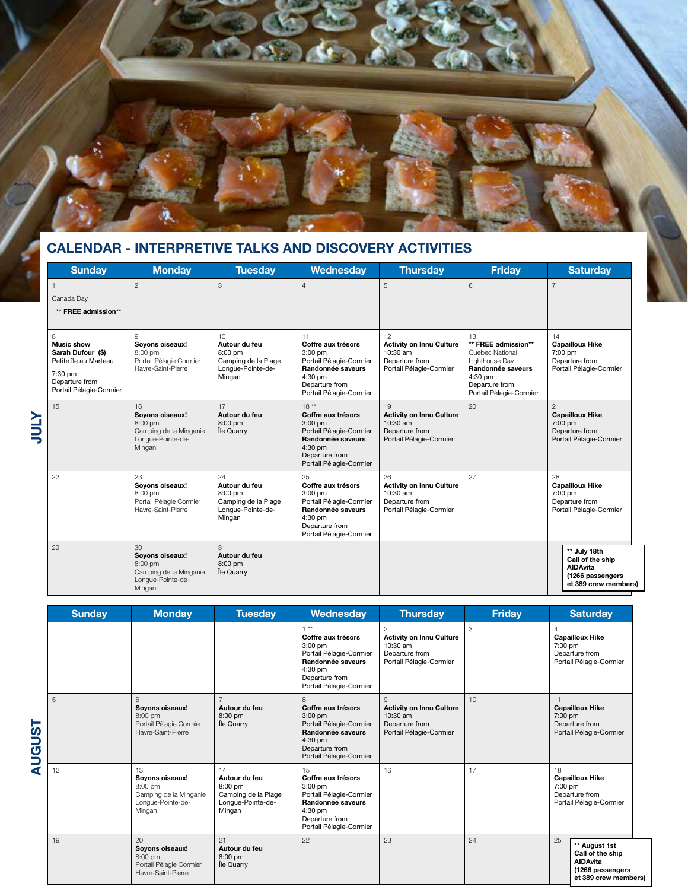## CALENDAR - INTERPRETIVE TALKS AND DISCOVERY ACTIVITIES

### JULY

| Sunday | Monday | Tuesday | Wednesday | Thursday | Friday | Saturday |
|---|---|---|---|---|---|---|
| 1<br>Canada Day<br>**** FREE admission**** | 2 | 3 | 4 | 5 | 6 | 7 |
| 8<br>**Music show**<br>**Sarah Dufour ($)**<br>Petite île au Marteau<br>7:30 pm<br>Departure from<br>Portail Pélagie-Cormier | 9<br>**Soyons oiseaux!**<br>8:00 pm<br>Portail Pélagie Cormier<br>Havre-Saint-Pierre | 10<br>**Autour du feu**<br>8:00 pm<br>Camping de la Plage<br>Longue-Pointe-de-Mingan | 11<br>**Coffre aux trésors**<br>3:00 pm<br>Portail Pélagie-Cormier<br>**Randonnée saveurs**<br>4:30 pm<br>Departure from<br>Portail Pélagie-Cormier | 12<br>**Activity on Innu Culture**<br>10:30 am<br>Departure from<br>Portail Pélagie-Cormier | 13<br>**** FREE admission****<br>Quebec National Lighthouse Day<br>**Randonnée saveurs**<br>4:30 pm<br>Departure from<br>Portail Pélagie-Cormier | 14<br>**Capailloux Hike**<br>7:00 pm<br>Departure from<br>Portail Pélagie-Cormier |
| 15 | 16<br>**Soyons oiseaux!**<br>8:00 pm<br>Camping de la Minganie<br>Longue-Pointe-de-Mingan | 17<br>**Autour du feu**<br>8:00 pm<br>Île Quarry | 18 **<br>**Coffre aux trésors**<br>3:00 pm<br>Portail Pélagie-Cormier<br>**Randonnée saveurs**<br>4:30 pm<br>Departure from<br>Portail Pélagie-Cormier | 19<br>**Activity on Innu Culture**<br>10:30 am<br>Departure from<br>Portail Pélagie-Cormier | 20 | 21<br>**Capailloux Hike**<br>7:00 pm<br>Departure from<br>Portail Pélagie-Cormier |
| 22 | 23<br>**Soyons oiseaux!**<br>8:00 pm<br>Portail Pélagie Cormier<br>Havre-Saint-Pierre | 24<br>**Autour du feu**<br>8:00 pm<br>Camping de la Plage<br>Longue-Pointe-de-Mingan | 25<br>**Coffre aux trésors**<br>3:00 pm<br>Portail Pélagie-Cormier<br>**Randonnée saveurs**<br>4:30 pm<br>Departure from<br>Portail Pélagie-Cormier | 26<br>**Activity on Innu Culture**<br>10:30 am<br>Departure from<br>Portail Pélagie-Cormier | 27 | 28<br>**Capailloux Hike**<br>7:00 pm<br>Departure from<br>Portail Pélagie-Cormier |
| 29 | 30<br>**Soyons oiseaux!**<br>8:00 pm<br>Camping de la Minganie<br>Longue-Pointe-de-Mingan | 31<br>**Autour du feu**<br>8:00 pm<br>Île Quarry | | | | **** July 18th<br>Call of the ship AIDAvita<br>(1266 passengers et 389 crew members)** |

### AUGUST

| Sunday | Monday | Tuesday | Wednesday | Thursday | Friday | Saturday |
|---|---|---|---|---|---|---|
| | | | 1 **<br>**Coffre aux trésors**<br>3:00 pm<br>Portail Pélagie-Cormier<br>**Randonnée saveurs**<br>4:30 pm<br>Departure from<br>Portail Pélagie-Cormier | 2<br>**Activity on Innu Culture**<br>10:30 am<br>Departure from<br>Portail Pélagie-Cormier | 3 | 4<br>**Capailloux Hike**<br>7:00 pm<br>Departure from<br>Portail Pélagie-Cormier |
| 5 | 6<br>**Soyons oiseaux!**<br>8:00 pm<br>Portail Pélagie Cormier<br>Havre-Saint-Pierre | 7<br>**Autour du feu**<br>8:00 pm<br>Île Quarry | 8<br>**Coffre aux trésors**<br>3:00 pm<br>Portail Pélagie-Cormier<br>**Randonnée saveurs**<br>4:30 pm<br>Departure from<br>Portail Pélagie-Cormier | 9<br>**Activity on Innu Culture**<br>10:30 am<br>Departure from<br>Portail Pélagie-Cormier | 10 | 11<br>**Capailloux Hike**<br>7:00 pm<br>Departure from<br>Portail Pélagie-Cormier |
| 12 | 13<br>**Soyons oiseaux!**<br>8:00 pm<br>Camping de la Minganie<br>Longue-Pointe-de-Mingan | 14<br>**Autour du feu**<br>8:00 pm<br>Camping de la Plage<br>Longue-Pointe-de-Mingan | 15<br>**Coffre aux trésors**<br>3:00 pm<br>Portail Pélagie-Cormier<br>**Randonnée saveurs**<br>4:30 pm<br>Departure from<br>Portail Pélagie-Cormier | 16 | 17 | 18<br>**Capailloux Hike**<br>7:00 pm<br>Departure from<br>Portail Pélagie-Cormier |
| 19 | 20<br>**Soyons oiseaux!**<br>8:00 pm<br>Portail Pélagie Cormier<br>Havre-Saint-Pierre | 21<br>**Autour du feu**<br>8:00 pm<br>Île Quarry | 22 | 23 | 24 | 25<br>**** August 1st<br>Call of the ship AIDAvita<br>(1266 passengers et 389 crew members)** |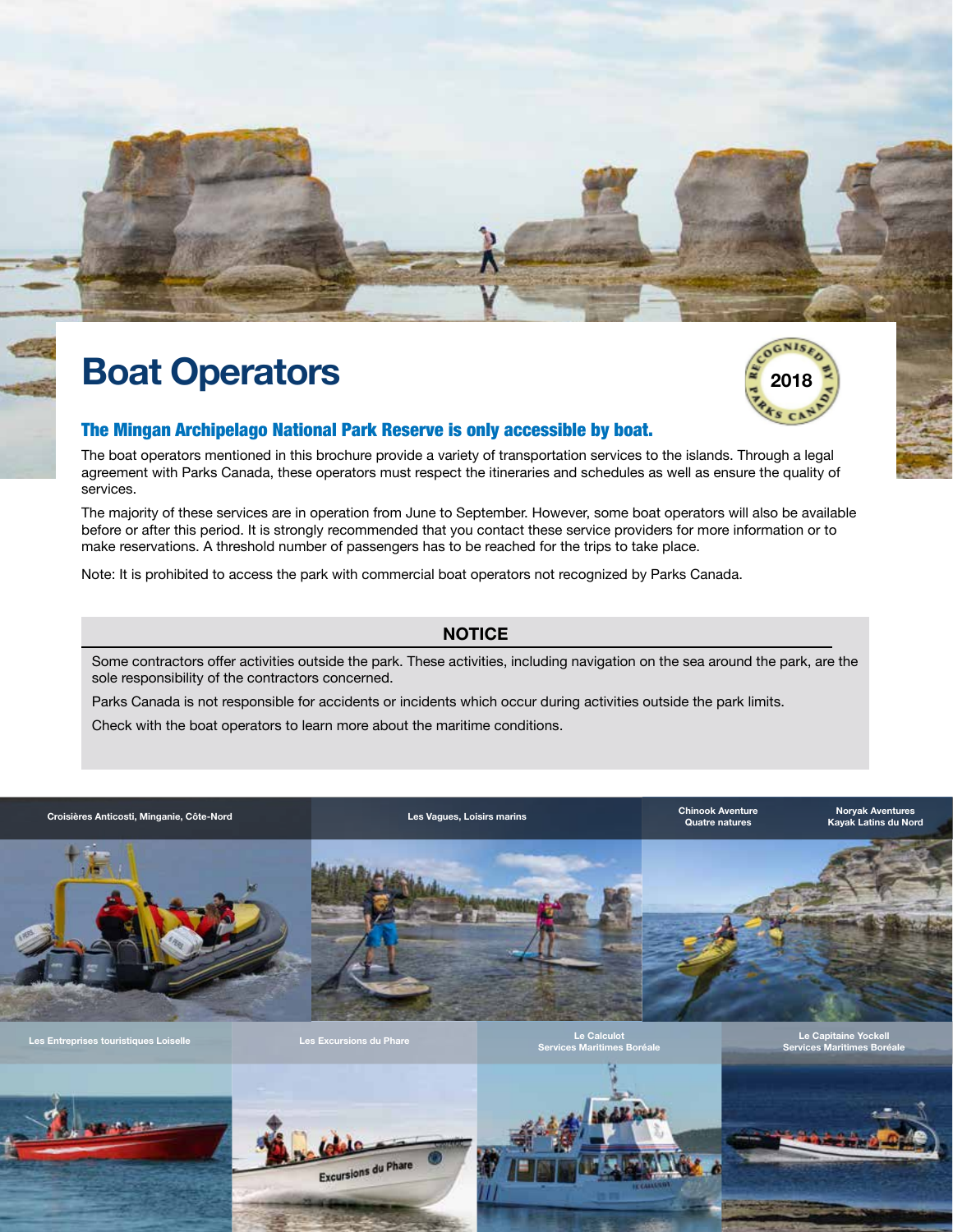# Boat Operators

RECOGNISED BY PARKS CANADA 2018

## The Mingan Archipelago National Park Reserve is only accessible by boat.

The boat operators mentioned in this brochure provide a variety of transportation services to the islands. Through a legal agreement with Parks Canada, these operators must respect the itineraries and schedules as well as ensure the quality of services.

The majority of these services are in operation from June to September. However, some boat operators will also be available before or after this period. It is strongly recommended that you contact these service providers for more information or to make reservations. A threshold number of passengers has to be reached for the trips to take place.

Note: It is prohibited to access the park with commercial boat operators not recognized by Parks Canada.

### NOTICE

Some contractors offer activities outside the park. These activities, including navigation on the sea around the park, are the sole responsibility of the contractors concerned.

Parks Canada is not responsible for accidents or incidents which occur during activities outside the park limits.

Check with the boat operators to learn more about the maritime conditions.

Croisières Anticosti, Minganie, Côte-Nord

Les Vagues, Loisirs marins

Chinook Aventure Quatre natures

Noryak Aventures Kayak Latins du Nord

Les Entreprises touristiques Loiselle

Les Excursions du Phare

Le Calculot Services Maritimes Boréale

Le Capitaine Yockell Services Maritimes Boréale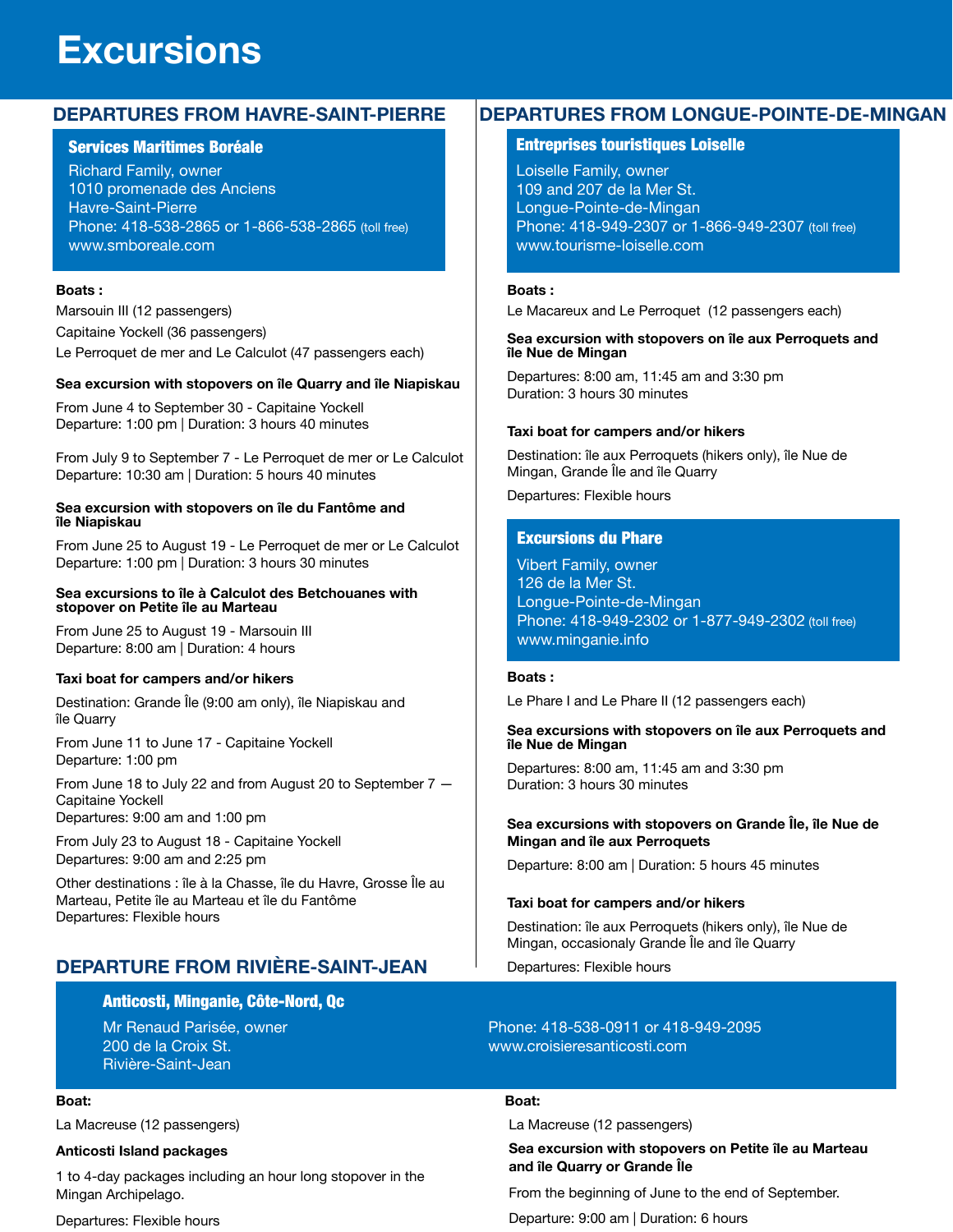# Excursions

## DEPARTURES FROM HAVRE-SAINT-PIERRE

### Services Maritimes Boréale

Richard Family, owner
1010 promenade des Anciens
Havre-Saint-Pierre
Phone: 418-538-2865 or 1-866-538-2865 (toll free)
www.smboreale.com

**Boats :**

Marsouin III (12 passengers)

Capitaine Yockell (36 passengers)

Le Perroquet de mer and Le Calculot (47 passengers each)

**Sea excursion with stopovers on île Quarry and île Niapiskau**

From June 4 to September 30 - Capitaine Yockell
Departure: 1:00 pm | Duration: 3 hours 40 minutes

From July 9 to September 7 - Le Perroquet de mer or Le Calculot
Departure: 10:30 am | Duration: 5 hours 40 minutes

**Sea excursion with stopovers on île du Fantôme and île Niapiskau**

From June 25 to August 19 - Le Perroquet de mer or Le Calculot
Departure: 1:00 pm | Duration: 3 hours 30 minutes

**Sea excursions to île à Calculot des Betchouanes with stopover on Petite île au Marteau**

From June 25 to August 19 - Marsouin III
Departure: 8:00 am | Duration: 4 hours

**Taxi boat for campers and/or hikers**

Destination: Grande Île (9:00 am only), île Niapiskau and île Quarry

From June 11 to June 17 - Capitaine Yockell
Departure: 1:00 pm

From June 18 to July 22 and from August 20 to September 7 — Capitaine Yockell
Departures: 9:00 am and 1:00 pm

From July 23 to August 18 - Capitaine Yockell
Departures: 9:00 am and 2:25 pm

Other destinations : île à la Chasse, île du Havre, Grosse Île au Marteau, Petite île au Marteau et île du Fantôme
Departures: Flexible hours

## DEPARTURES FROM LONGUE-POINTE-DE-MINGAN

### Entreprises touristiques Loiselle

Loiselle Family, owner
109 and 207 de la Mer St.
Longue-Pointe-de-Mingan
Phone: 418-949-2307 or 1-866-949-2307 (toll free)
www.tourisme-loiselle.com

**Boats :**

Le Macareux and Le Perroquet (12 passengers each)

**Sea excursion with stopovers on île aux Perroquets and île Nue de Mingan**

Departures: 8:00 am, 11:45 am and 3:30 pm
Duration: 3 hours 30 minutes

**Taxi boat for campers and/or hikers**

Destination: île aux Perroquets (hikers only), île Nue de Mingan, Grande Île and île Quarry

Departures: Flexible hours

### Excursions du Phare

Vibert Family, owner
126 de la Mer St.
Longue-Pointe-de-Mingan
Phone: 418-949-2302 or 1-877-949-2302 (toll free)
www.minganie.info

**Boats :**

Le Phare I and Le Phare II (12 passengers each)

**Sea excursions with stopovers on île aux Perroquets and île Nue de Mingan**

Departures: 8:00 am, 11:45 am and 3:30 pm
Duration: 3 hours 30 minutes

**Sea excursions with stopovers on Grande Île, île Nue de Mingan and île aux Perroquets**

Departure: 8:00 am | Duration: 5 hours 45 minutes

**Taxi boat for campers and/or hikers**

Destination: île aux Perroquets (hikers only), île Nue de Mingan, occasionaly Grande Île and île Quarry

Departures: Flexible hours

## DEPARTURE FROM RIVIÈRE-SAINT-JEAN

### Anticosti, Minganie, Côte-Nord, Qc

Mr Renaud Parisée, owner
200 de la Croix St.
Rivière-Saint-Jean

Phone: 418-538-0911 or 418-949-2095
www.croisieresanticosti.com

**Boat:**

La Macreuse (12 passengers)

**Anticosti Island packages**

1 to 4-day packages including an hour long stopover in the Mingan Archipelago.

Departures: Flexible hours

**Boat:**

La Macreuse (12 passengers)

**Sea excursion with stopovers on Petite île au Marteau and île Quarry or Grande Île**

From the beginning of June to the end of September.

Departure: 9:00 am | Duration: 6 hours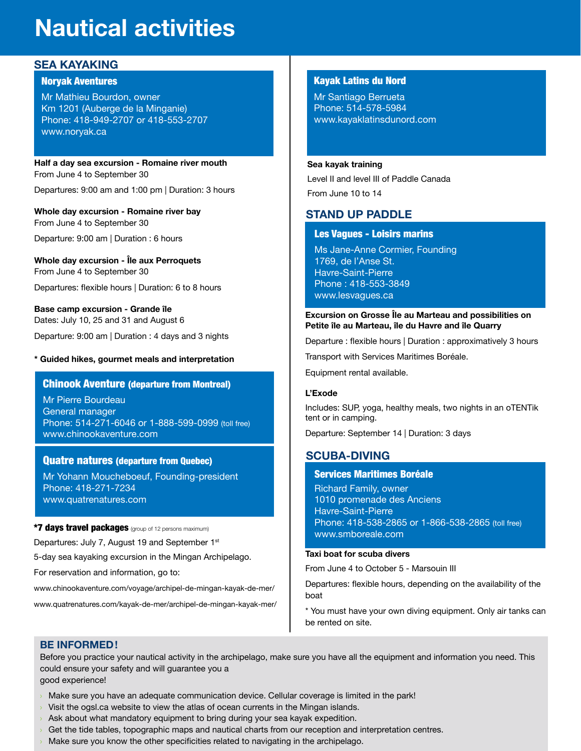# Nautical activities

## SEA KAYAKING

### Noryak Aventures

Mr Mathieu Bourdon, owner
Km 1201 (Auberge de la Minganie)
Phone: 418-949-2707 or 418-553-2707
www.noryak.ca

**Half a day sea excursion - Romaine river mouth**
From June 4 to September 30

Departures: 9:00 am and 1:00 pm | Duration: 3 hours

**Whole day excursion - Romaine river bay**
From June 4 to September 30

Departure: 9:00 am | Duration : 6 hours

**Whole day excursion - Île aux Perroquets**
From June 4 to September 30

Departures: flexible hours | Duration: 6 to 8 hours

**Base camp excursion - Grande île**
Dates: July 10, 25 and 31 and August 6

Departure: 9:00 am | Duration : 4 days and 3 nights

**\* Guided hikes, gourmet meals and interpretation**

### Chinook Aventure (departure from Montreal)

Mr Pierre Bourdeau
General manager
Phone: 514-271-6046 or 1-888-599-0999 (toll free)
www.chinookaventure.com

### Quatre natures (departure from Quebec)

Mr Yohann Moucheboeuf, Founding-president
Phone: 418-271-7234
www.quatrenatures.com

**\*7 days travel packages** (group of 12 persons maximum)

Departures: July 7, August 19 and September 1st

5-day sea kayaking excursion in the Mingan Archipelago.

For reservation and information, go to:

www.chinookaventure.com/voyage/archipel-de-mingan-kayak-de-mer/

www.quatrenatures.com/kayak-de-mer/archipel-de-mingan-kayak-mer/

### Kayak Latins du Nord

Mr Santiago Berrueta
Phone: 514-578-5984
www.kayaklatinsdunord.com

**Sea kayak training**

Level II and level III of Paddle Canada

From June 10 to 14

## STAND UP PADDLE

### Les Vagues - Loisirs marins

Ms Jane-Anne Cormier, Founding
1769, de l'Anse St.
Havre-Saint-Pierre
Phone : 418-553-3849
www.lesvagues.ca

**Excursion on Grosse Île au Marteau and possibilities on Petite île au Marteau, île du Havre and île Quarry**

Departure : flexible hours | Duration : approximatively 3 hours

Transport with Services Maritimes Boréale.

Equipment rental available.

**L'Exode**

Includes: SUP, yoga, healthy meals, two nights in an oTENTik tent or in camping.

Departure: September 14 | Duration: 3 days

## SCUBA-DIVING

### Services Maritimes Boréale

Richard Family, owner
1010 promenade des Anciens
Havre-Saint-Pierre
Phone: 418-538-2865 or 1-866-538-2865 (toll free)
www.smboreale.com

**Taxi boat for scuba divers**

From June 4 to October 5 - Marsouin III

Departures: flexible hours, depending on the availability of the boat

\* You must have your own diving equipment. Only air tanks can be rented on site.

## BE INFORMED!

Before you practice your nautical activity in the archipelago, make sure you have all the equipment and information you need. This could ensure your safety and will guarantee you a good experience!

- Make sure you have an adequate communication device. Cellular coverage is limited in the park!
- Visit the ogsl.ca website to view the atlas of ocean currents in the Mingan islands.
- Ask about what mandatory equipment to bring during your sea kayak expedition.
- Get the tide tables, topographic maps and nautical charts from our reception and interpretation centres.
- Make sure you know the other specificities related to navigating in the archipelago.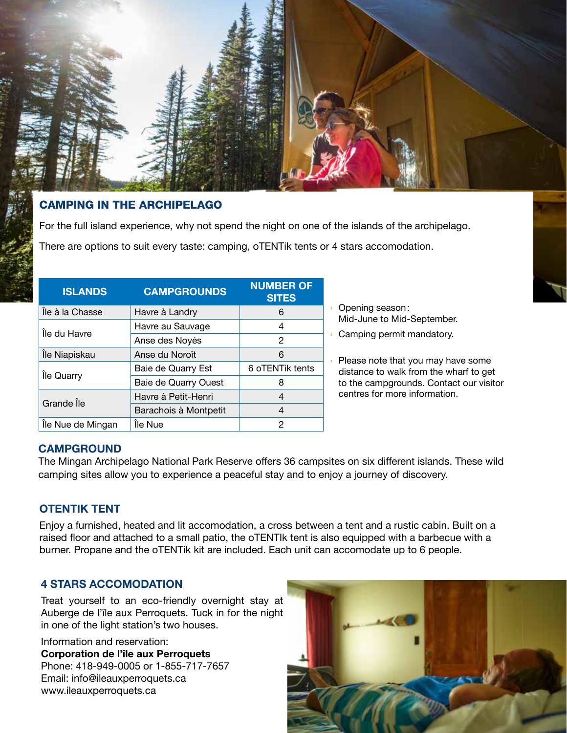## CAMPING IN THE ARCHIPELAGO

For the full island experience, why not spend the night on one of the islands of the archipelago.

There are options to suit every taste: camping, oTENTik tents or 4 stars accomodation.

| ISLANDS | CAMPGROUNDS | NUMBER OF SITES |
|---|---|---|
| Île à la Chasse | Havre à Landry | 6 |
| Île du Havre | Havre au Sauvage | 4 |
| | Anse des Noyés | 2 |
| Île Niapiskau | Anse du Noroît | 6 |
| Île Quarry | Baie de Quarry Est | 6 oTENTik tents |
| | Baie de Quarry Ouest | 8 |
| Grande Île | Havre à Petit-Henri | 4 |
| | Barachois à Montpetit | 4 |
| Île Nue de Mingan | Île Nue | 2 |

- Opening season: Mid-June to Mid-September.
- Camping permit mandatory.
- Please note that you may have some distance to walk from the wharf to get to the campgrounds. Contact our visitor centres for more information.

### CAMPGROUND

The Mingan Archipelago National Park Reserve offers 36 campsites on six different islands. These wild camping sites allow you to experience a peaceful stay and to enjoy a journey of discovery.

### OTENTIK TENT

Enjoy a furnished, heated and lit accomodation, a cross between a tent and a rustic cabin. Built on a raised floor and attached to a small patio, the oTENTIk tent is also equipped with a barbecue with a burner. Propane and the oTENTik kit are included. Each unit can accomodate up to 6 people.

### 4 STARS ACCOMODATION

Treat yourself to an eco-friendly overnight stay at Auberge de l'île aux Perroquets. Tuck in for the night in one of the light station's two houses.

Information and reservation:
**Corporation de l'île aux Perroquets**
Phone: 418-949-0005 or 1-855-717-7657
Email: info@ileauxperroquets.ca
www.ileauxperroquets.ca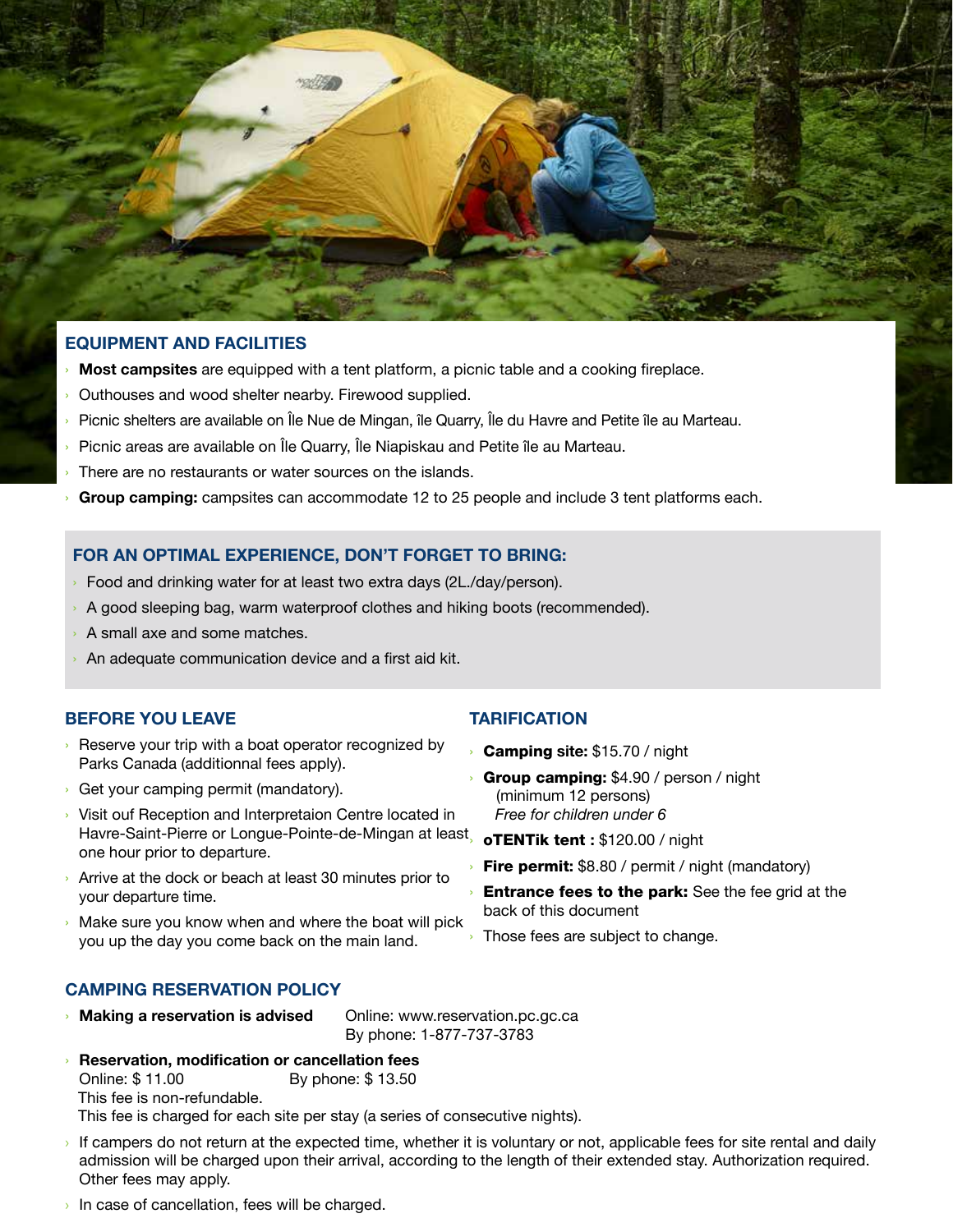## EQUIPMENT AND FACILITIES

- **Most campsites** are equipped with a tent platform, a picnic table and a cooking fireplace.
- Outhouses and wood shelter nearby. Firewood supplied.
- Picnic shelters are available on Île Nue de Mingan, île Quarry, Île du Havre and Petite île au Marteau.
- Picnic areas are available on Île Quarry, Île Niapiskau and Petite île au Marteau.
- There are no restaurants or water sources on the islands.
- **Group camping:** campsites can accommodate 12 to 25 people and include 3 tent platforms each.

## FOR AN OPTIMAL EXPERIENCE, DON'T FORGET TO BRING:

- Food and drinking water for at least two extra days (2L./day/person).
- A good sleeping bag, warm waterproof clothes and hiking boots (recommended).
- A small axe and some matches.
- An adequate communication device and a first aid kit.

## BEFORE YOU LEAVE

- Reserve your trip with a boat operator recognized by Parks Canada (additionnal fees apply).
- Get your camping permit (mandatory).
- Visit ouf Reception and Interpretaion Centre located in Havre-Saint-Pierre or Longue-Pointe-de-Mingan at least one hour prior to departure.
- Arrive at the dock or beach at least 30 minutes prior to your departure time.
- Make sure you know when and where the boat will pick you up the day you come back on the main land.

## TARIFICATION

- **Camping site:** $15.70 / night
- **Group camping:** $4.90 / person / night (minimum 12 persons) *Free for children under 6*
- **oTENTik tent :** $120.00 / night
- **Fire permit:** $8.80 / permit / night (mandatory)
- **Entrance fees to the park:** See the fee grid at the back of this document
- Those fees are subject to change.

## CAMPING RESERVATION POLICY

- **Making a reservation is advised** — Online: www.reservation.pc.gc.ca  
  By phone: 1-877-737-3783
- **Reservation, modification or cancellation fees**  
  Online: $ 11.00 — By phone: $ 13.50  
  This fee is non-refundable.  
  This fee is charged for each site per stay (a series of consecutive nights).
- If campers do not return at the expected time, whether it is voluntary or not, applicable fees for site rental and daily admission will be charged upon their arrival, according to the length of their extended stay. Authorization required. Other fees may apply.
- In case of cancellation, fees will be charged.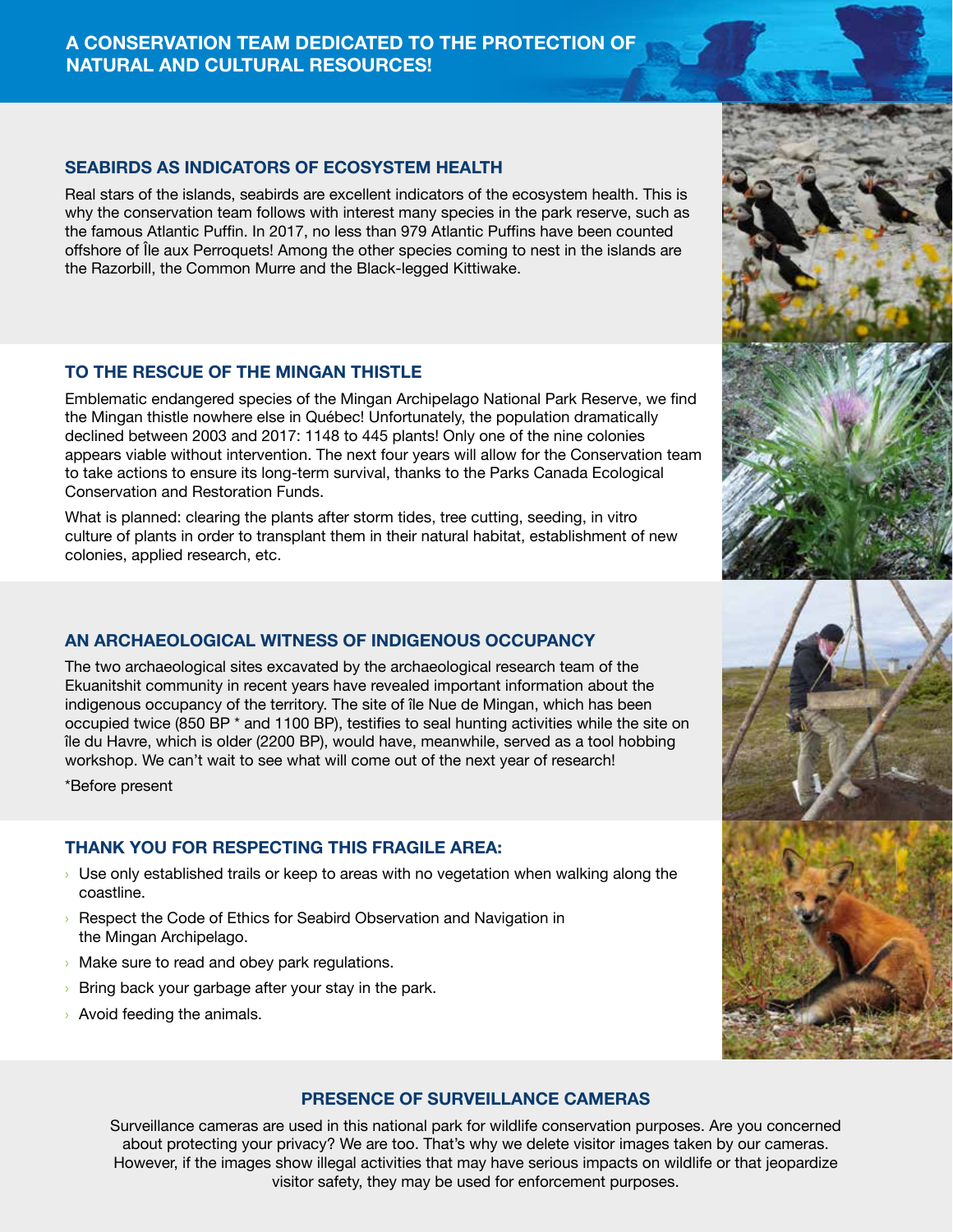# A CONSERVATION TEAM DEDICATED TO THE PROTECTION OF NATURAL AND CULTURAL RESOURCES!

## SEABIRDS AS INDICATORS OF ECOSYSTEM HEALTH

Real stars of the islands, seabirds are excellent indicators of the ecosystem health. This is why the conservation team follows with interest many species in the park reserve, such as the famous Atlantic Puffin. In 2017, no less than 979 Atlantic Puffins have been counted offshore of Île aux Perroquets! Among the other species coming to nest in the islands are the Razorbill, the Common Murre and the Black-legged Kittiwake.

## TO THE RESCUE OF THE MINGAN THISTLE

Emblematic endangered species of the Mingan Archipelago National Park Reserve, we find the Mingan thistle nowhere else in Québec! Unfortunately, the population dramatically declined between 2003 and 2017: 1148 to 445 plants! Only one of the nine colonies appears viable without intervention. The next four years will allow for the Conservation team to take actions to ensure its long-term survival, thanks to the Parks Canada Ecological Conservation and Restoration Funds.

What is planned: clearing the plants after storm tides, tree cutting, seeding, in vitro culture of plants in order to transplant them in their natural habitat, establishment of new colonies, applied research, etc.

## AN ARCHAEOLOGICAL WITNESS OF INDIGENOUS OCCUPANCY

The two archaeological sites excavated by the archaeological research team of the Ekuanitshit community in recent years have revealed important information about the indigenous occupancy of the territory. The site of île Nue de Mingan, which has been occupied twice (850 BP * and 1100 BP), testifies to seal hunting activities while the site on île du Havre, which is older (2200 BP), would have, meanwhile, served as a tool hobbing workshop. We can't wait to see what will come out of the next year of research!

*Before present

## THANK YOU FOR RESPECTING THIS FRAGILE AREA:

- Use only established trails or keep to areas with no vegetation when walking along the coastline.
- Respect the Code of Ethics for Seabird Observation and Navigation in the Mingan Archipelago.
- Make sure to read and obey park regulations.
- Bring back your garbage after your stay in the park.
- Avoid feeding the animals.

## PRESENCE OF SURVEILLANCE CAMERAS

Surveillance cameras are used in this national park for wildlife conservation purposes. Are you concerned about protecting your privacy? We are too. That's why we delete visitor images taken by our cameras. However, if the images show illegal activities that may have serious impacts on wildlife or that jeopardize visitor safety, they may be used for enforcement purposes.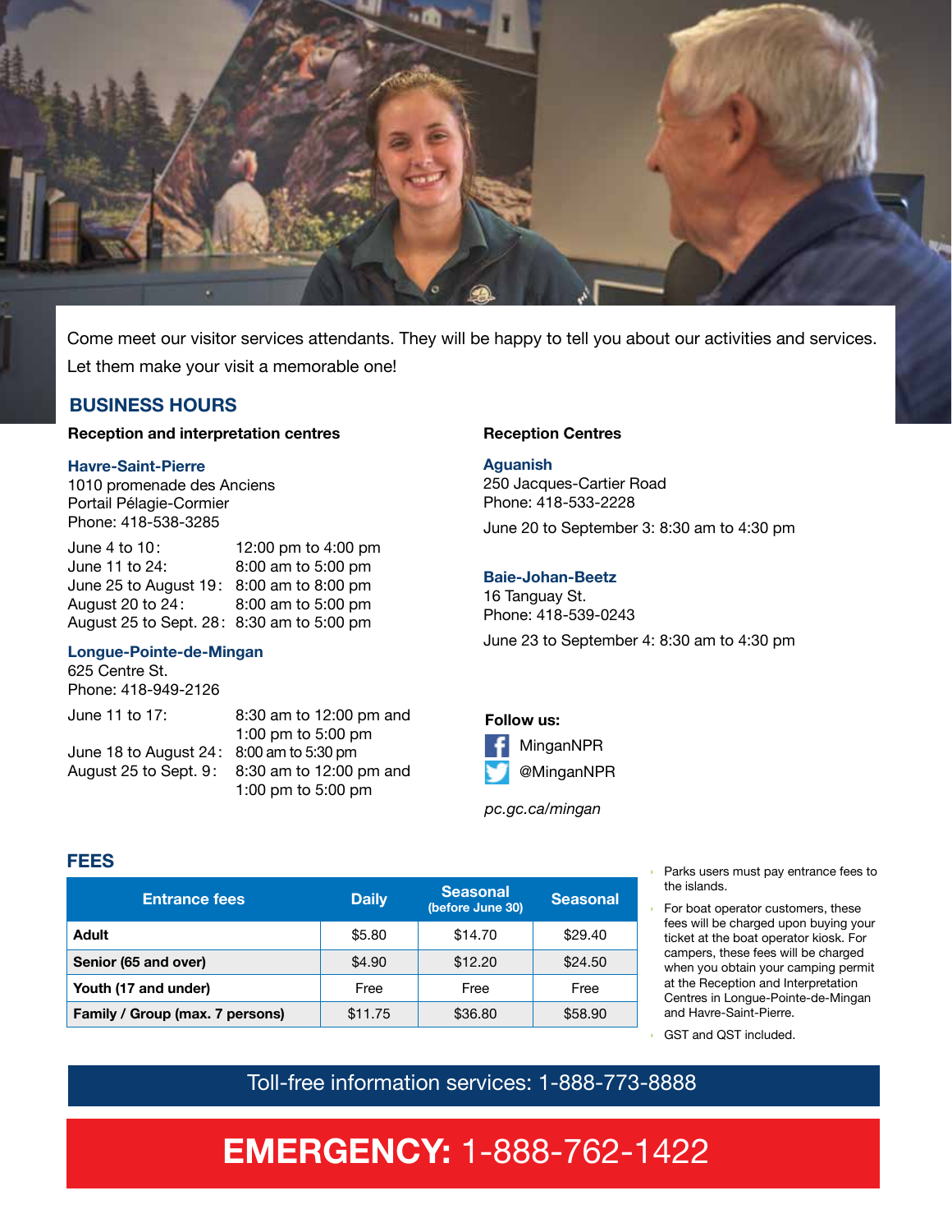Come meet our visitor services attendants. They will be happy to tell you about our activities and services. Let them make your visit a memorable one!

## BUSINESS HOURS

### Reception and interpretation centres

**Havre-Saint-Pierre**
1010 promenade des Anciens
Portail Pélagie-Cormier
Phone: 418-538-3285

| | |
|---|---|
| June 4 to 10: | 12:00 pm to 4:00 pm |
| June 11 to 24: | 8:00 am to 5:00 pm |
| June 25 to August 19: | 8:00 am to 8:00 pm |
| August 20 to 24: | 8:00 am to 5:00 pm |
| August 25 to Sept. 28: | 8:30 am to 5:00 pm |

**Longue-Pointe-de-Mingan**
625 Centre St.
Phone: 418-949-2126

| | |
|---|---|
| June 11 to 17: | 8:30 am to 12:00 pm and 1:00 pm to 5:00 pm |
| June 18 to August 24: | 8:00 am to 5:30 pm |
| August 25 to Sept. 9: | 8:30 am to 12:00 pm and 1:00 pm to 5:00 pm |

### Reception Centres

**Aguanish**
250 Jacques-Cartier Road
Phone: 418-533-2228

June 20 to September 3: 8:30 am to 4:30 pm

**Baie-Johan-Beetz**
16 Tanguay St.
Phone: 418-539-0243

June 23 to September 4: 8:30 am to 4:30 pm

**Follow us:**

MinganNPR

@MinganNPR

*pc.gc.ca/mingan*

## FEES

| Entrance fees | Daily | Seasonal (before June 30) | Seasonal |
|---|---|---|---|
| **Adult** | $5.80 | $14.70 | $29.40 |
| **Senior (65 and over)** | $4.90 | $12.20 | $24.50 |
| **Youth (17 and under)** | Free | Free | Free |
| **Family / Group (max. 7 persons)** | $11.75 | $36.80 | $58.90 |

- Parks users must pay entrance fees to the islands.
- For boat operator customers, these fees will be charged upon buying your ticket at the boat operator kiosk. For campers, these fees will be charged when you obtain your camping permit at the Reception and Interpretation Centres in Longue-Pointe-de-Mingan and Havre-Saint-Pierre.
- GST and QST included.

Toll-free information services: 1-888-773-8888

**EMERGENCY:** 1-888-762-1422